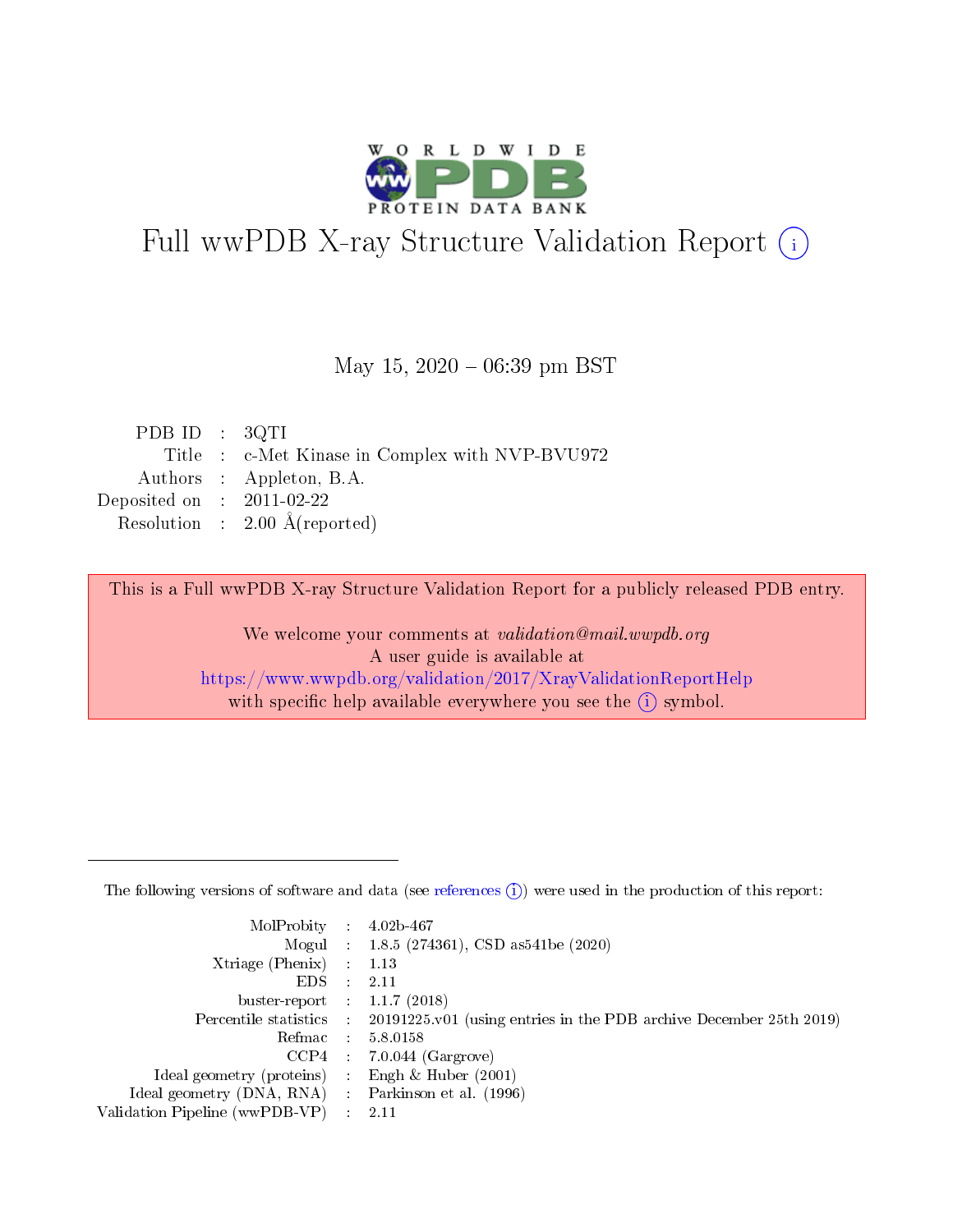# Full wwPDB X-ray Structure Validation Report (i)

May 15, 2020 – 06:39 pm BST

| | | |
|---|---|---|
| PDB ID | : | 3QTI |
| Title | : | c-Met Kinase in Complex with NVP-BVU972 |
| Authors | : | Appleton, B.A. |
| Deposited on | : | 2011-02-22 |
| Resolution | : | 2.00 Å(reported) |

This is a Full wwPDB X-ray Structure Validation Report for a publicly released PDB entry.

We welcome your comments at *validation@mail.wwpdb.org*
A user guide is available at
https://www.wwpdb.org/validation/2017/XrayValidationReportHelp
with specific help available everywhere you see the (i) symbol.

The following versions of software and data (see references (i)) were used in the production of this report:

| | | |
|---|---|---|
| MolProbity | : | 4.02b-467 |
| Mogul | : | 1.8.5 (274361), CSD as541be (2020) |
| Xtriage (Phenix) | : | 1.13 |
| EDS | : | 2.11 |
| buster-report | : | 1.1.7 (2018) |
| Percentile statistics | : | 20191225.v01 (using entries in the PDB archive December 25th 2019) |
| Refmac | : | 5.8.0158 |
| CCP4 | : | 7.0.044 (Gargrove) |
| Ideal geometry (proteins) | : | Engh & Huber (2001) |
| Ideal geometry (DNA, RNA) | : | Parkinson et al. (1996) |
| Validation Pipeline (wwPDB-VP) | : | 2.11 |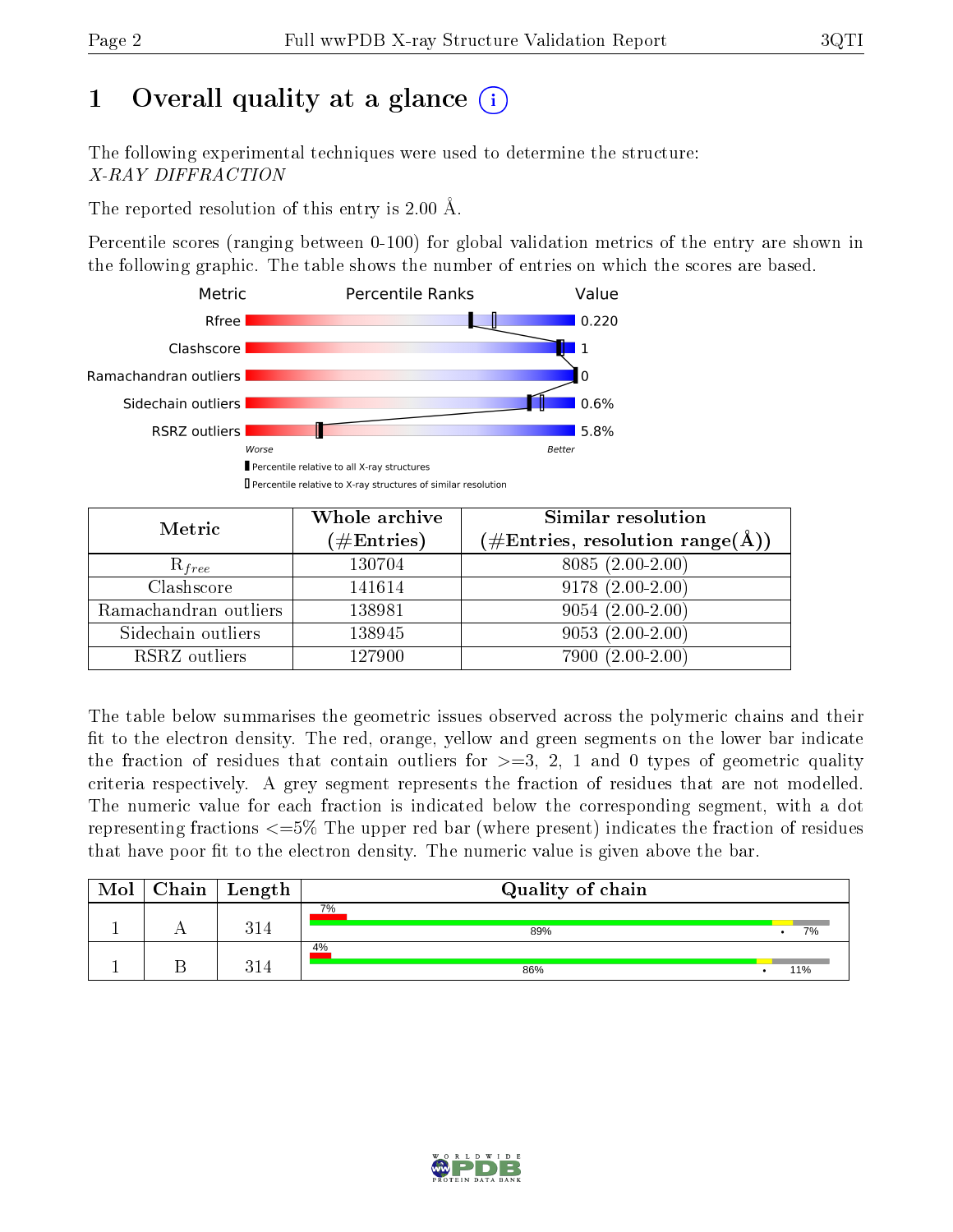# 1 Overall quality at a glance (i)

The following experimental techniques were used to determine the structure:
*X-RAY DIFFRACTION*

The reported resolution of this entry is 2.00 Å.

Percentile scores (ranging between 0-100) for global validation metrics of the entry are shown in the following graphic. The table shows the number of entries on which the scores are based.

| Metric | Value |
|---|---|
| Rfree | 0.220 |
| Clashscore | 1 |
| Ramachandran outliers | 0 |
| Sidechain outliers | 0.6% |
| RSRZ outliers | 5.8% |

Worse — Better

▮ Percentile relative to all X-ray structures
▯ Percentile relative to X-ray structures of similar resolution

| Metric | Whole archive (#Entries) | Similar resolution (#Entries, resolution range(Å)) |
|---|---|---|
| $R_{free}$ | 130704 | 8085 (2.00-2.00) |
| Clashscore | 141614 | 9178 (2.00-2.00) |
| Ramachandran outliers | 138981 | 9054 (2.00-2.00) |
| Sidechain outliers | 138945 | 9053 (2.00-2.00) |
| RSRZ outliers | 127900 | 7900 (2.00-2.00) |

The table below summarises the geometric issues observed across the polymeric chains and their fit to the electron density. The red, orange, yellow and green segments on the lower bar indicate the fraction of residues that contain outliers for >=3, 2, 1 and 0 types of geometric quality criteria respectively. A grey segment represents the fraction of residues that are not modelled. The numeric value for each fraction is indicated below the corresponding segment, with a dot representing fractions <=5% The upper red bar (where present) indicates the fraction of residues that have poor fit to the electron density. The numeric value is given above the bar.

| Mol | Chain | Length | Quality of chain |
|---|---|---|---|
| 1 | A | 314 | 7% / 89% • 7% |
| 1 | B | 314 | 4% / 86% • 11% |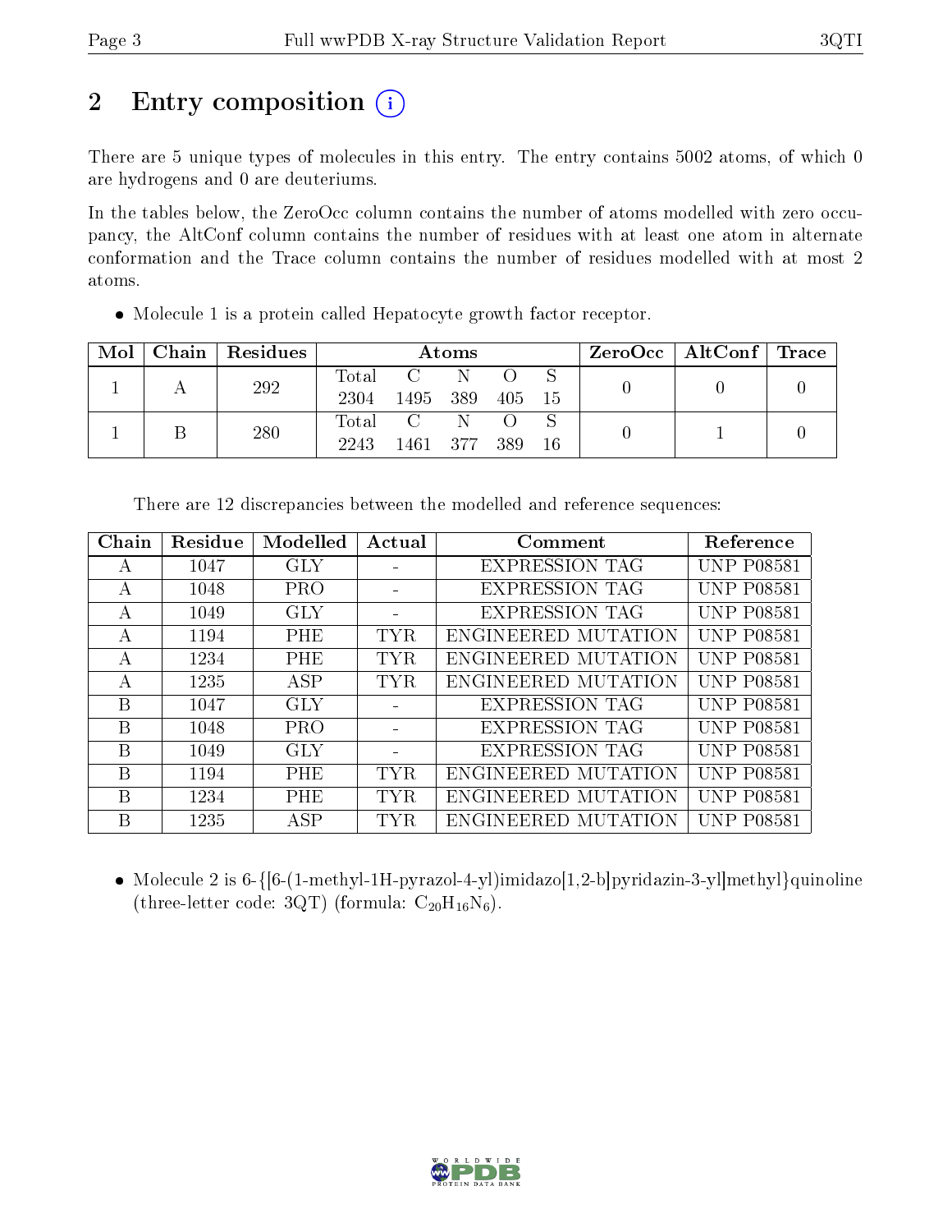# 2 Entry composition (i)

There are 5 unique types of molecules in this entry. The entry contains 5002 atoms, of which 0 are hydrogens and 0 are deuteriums.

In the tables below, the ZeroOcc column contains the number of atoms modelled with zero occupancy, the AltConf column contains the number of residues with at least one atom in alternate conformation and the Trace column contains the number of residues modelled with at most 2 atoms.

- Molecule 1 is a protein called Hepatocyte growth factor receptor.

| Mol | Chain | Residues | Atoms | | | | | ZeroOcc | AltConf | Trace |
|---|---|---|---|---|---|---|---|---|---|---|
| 1 | A | 292 | Total<br>2304 | C<br>1495 | N<br>389 | O<br>405 | S<br>15 | 0 | 0 | 0 |
| 1 | B | 280 | Total<br>2243 | C<br>1461 | N<br>377 | O<br>389 | S<br>16 | 0 | 1 | 0 |

There are 12 discrepancies between the modelled and reference sequences:

| Chain | Residue | Modelled | Actual | Comment | Reference |
|---|---|---|---|---|---|
| A | 1047 | GLY | - | EXPRESSION TAG | UNP P08581 |
| A | 1048 | PRO | - | EXPRESSION TAG | UNP P08581 |
| A | 1049 | GLY | - | EXPRESSION TAG | UNP P08581 |
| A | 1194 | PHE | TYR | ENGINEERED MUTATION | UNP P08581 |
| A | 1234 | PHE | TYR | ENGINEERED MUTATION | UNP P08581 |
| A | 1235 | ASP | TYR | ENGINEERED MUTATION | UNP P08581 |
| B | 1047 | GLY | - | EXPRESSION TAG | UNP P08581 |
| B | 1048 | PRO | - | EXPRESSION TAG | UNP P08581 |
| B | 1049 | GLY | - | EXPRESSION TAG | UNP P08581 |
| B | 1194 | PHE | TYR | ENGINEERED MUTATION | UNP P08581 |
| B | 1234 | PHE | TYR | ENGINEERED MUTATION | UNP P08581 |
| B | 1235 | ASP | TYR | ENGINEERED MUTATION | UNP P08581 |

- Molecule 2 is 6-{[6-(1-methyl-1H-pyrazol-4-yl)imidazo[1,2-b]pyridazin-3-yl]methyl}quinoline (three-letter code: 3QT) (formula: $C_{20}H_{16}N_6$).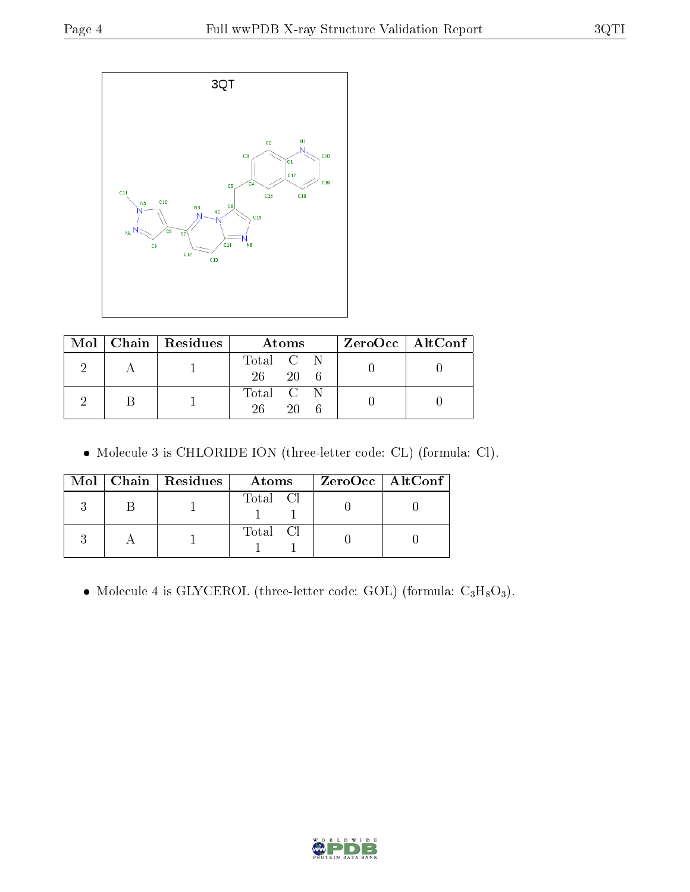3QT

| Mol | Chain | Residues | Atoms | ZeroOcc | AltConf |
|---|---|---|---|---|---|
| 2 | A | 1 | Total C N<br>26 20 6 | 0 | 0 |
| 2 | B | 1 | Total C N<br>26 20 6 | 0 | 0 |

- Molecule 3 is CHLORIDE ION (three-letter code: CL) (formula: Cl).

| Mol | Chain | Residues | Atoms | ZeroOcc | AltConf |
|---|---|---|---|---|---|
| 3 | B | 1 | Total Cl<br>1 1 | 0 | 0 |
| 3 | A | 1 | Total Cl<br>1 1 | 0 | 0 |

- Molecule 4 is GLYCEROL (three-letter code: GOL) (formula: $C_3H_8O_3$).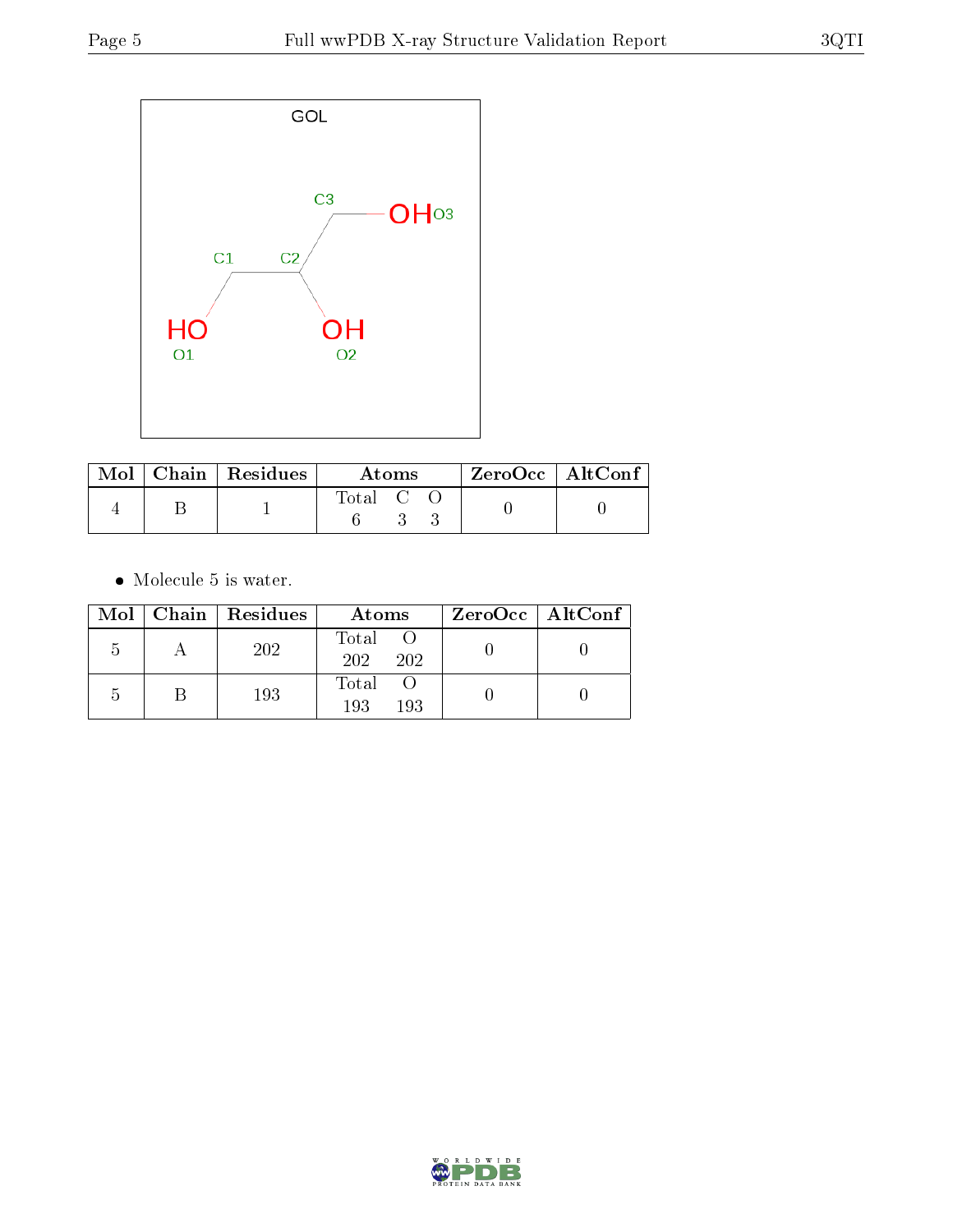| Mol | Chain | Residues | Atoms | | | ZeroOcc | AltConf |
|---|---|---|---|---|---|---|---|
| | | | Total | C | O | | |
| 4 | B | 1 | 6 | 3 | 3 | 0 | 0 |

- Molecule 5 is water.

| Mol | Chain | Residues | Atoms | | ZeroOcc | AltConf |
|---|---|---|---|---|---|---|
| | | | Total | O | | |
| 5 | A | 202 | 202 | 202 | 0 | 0 |
| 5 | B | 193 | 193 | 193 | 0 | 0 |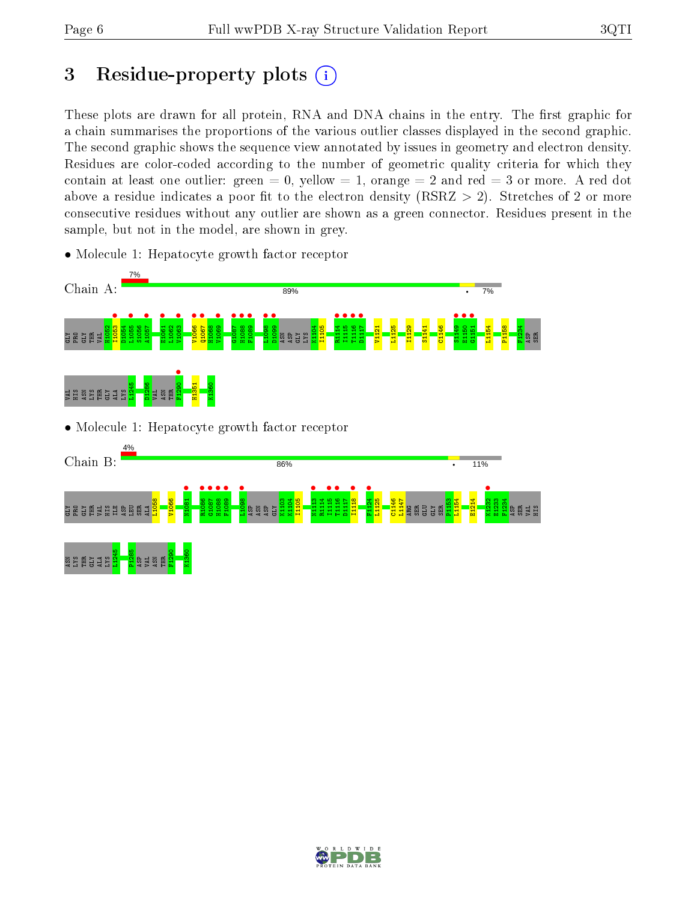# 3 Residue-property plots

These plots are drawn for all protein, RNA and DNA chains in the entry. The first graphic for a chain summarises the proportions of the various outlier classes displayed in the second graphic. The second graphic shows the sequence view annotated by issues in geometry and electron density. Residues are color-coded according to the number of geometric quality criteria for which they contain at least one outlier: green = 0, yellow = 1, orange = 2 and red = 3 or more. A red dot above a residue indicates a poor fit to the electron density (RSRZ > 2). Stretches of 2 or more consecutive residues without any outlier are shown as a green connector. Residues present in the sample, but not in the model, are shown in grey.

- Molecule 1: Hepatocyte growth factor receptor

Chain A: 7% | 89% | • | 7%

GLY PRO GLY THR VAL H1052 I1053 D1054 L1055 S1056 A1057 E1061 L1062 V1063 V1066 Q1067 H1068 V1069 G1087 H1088 F1089 L1098 D1099 ASN ASP GLY LYS K1104 I1105 R1114 I1115 T1116 D1117 V1121 L1125 I1129 S1141 C1146 S1149 E1150 G1151 L1154 P1158 F1234 ASP SER VAL HIS ASN LYS THR GLY ALA LYS L1245 D1286 VAL ASN THR F1290 H1351 K1360

- Molecule 1: Hepatocyte growth factor receptor

Chain B: 4% | 86% | • | 11%

GLY PRO GLY THR VAL HIS ILE ASP LEU SER ALA L1058 V1066 N1081 R1086 G1087 H1088 F1089 L1098 ASP ASN ASP GLY K1103 K1104 I1105 N1113 R1114 I1115 T1116 D1117 I1118 F1124 L1125 C1146 L1147 ARG SER GLU GLY SER P1153 L1154 E1214 K1232 E1233 F1234 ASP SER VAL HIS ASN LYS THR GLY ALA LYS L1245 P1285 ASP VAL ASN THR F1290 K1360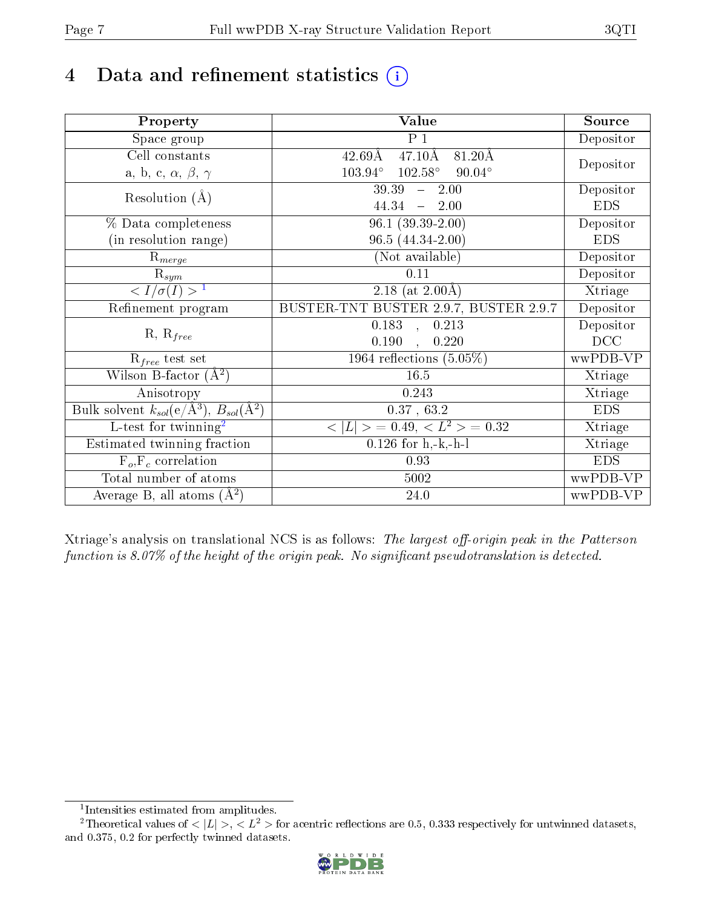# 4 Data and refinement statistics (i)

| Property | Value | Source |
|---|---|---|
| Space group | P 1 | Depositor |
| Cell constants<br>a, b, c, $\alpha$, $\beta$, $\gamma$ | 42.69Å 47.10Å 81.20Å<br>103.94° 102.58° 90.04° | Depositor |
| Resolution (Å) | 39.39 – 2.00<br>44.34 – 2.00 | Depositor<br>EDS |
| % Data completeness<br>(in resolution range) | 96.1 (39.39-2.00)<br>96.5 (44.34-2.00) | Depositor<br>EDS |
| $R_{merge}$ | (Not available) | Depositor |
| $R_{sym}$ | 0.11 | Depositor |
| $< I/\sigma(I) >$ [1] | 2.18 (at 2.00Å) | Xtriage |
| Refinement program | BUSTER-TNT BUSTER 2.9.7, BUSTER 2.9.7 | Depositor |
| R, $R_{free}$ | 0.183 , 0.213<br>0.190 , 0.220 | Depositor<br>DCC |
| $R_{free}$ test set | 1964 reflections (5.05%) | wwPDB-VP |
| Wilson B-factor (Å$^2$) | 16.5 | Xtriage |
| Anisotropy | 0.243 | Xtriage |
| Bulk solvent $k_{sol}$(e/Å$^3$), $B_{sol}$(Å$^2$) | 0.37 , 63.2 | EDS |
| L-test for twinning[2] | $< \|L\| >$ = 0.49, $< L^2 >$ = 0.32 | Xtriage |
| Estimated twinning fraction | 0.126 for h,-k,-h-l | Xtriage |
| $F_o$,$F_c$ correlation | 0.93 | EDS |
| Total number of atoms | 5002 | wwPDB-VP |
| Average B, all atoms (Å$^2$) | 24.0 | wwPDB-VP |

Xtriage's analysis on translational NCS is as follows: *The largest off-origin peak in the Patterson function is 8.07% of the height of the origin peak. No significant pseudotranslation is detected.*

[1] Intensities estimated from amplitudes.

[2] Theoretical values of $< |L| >$, $< L^2 >$ for acentric reflections are 0.5, 0.333 respectively for untwinned datasets, and 0.375, 0.2 for perfectly twinned datasets.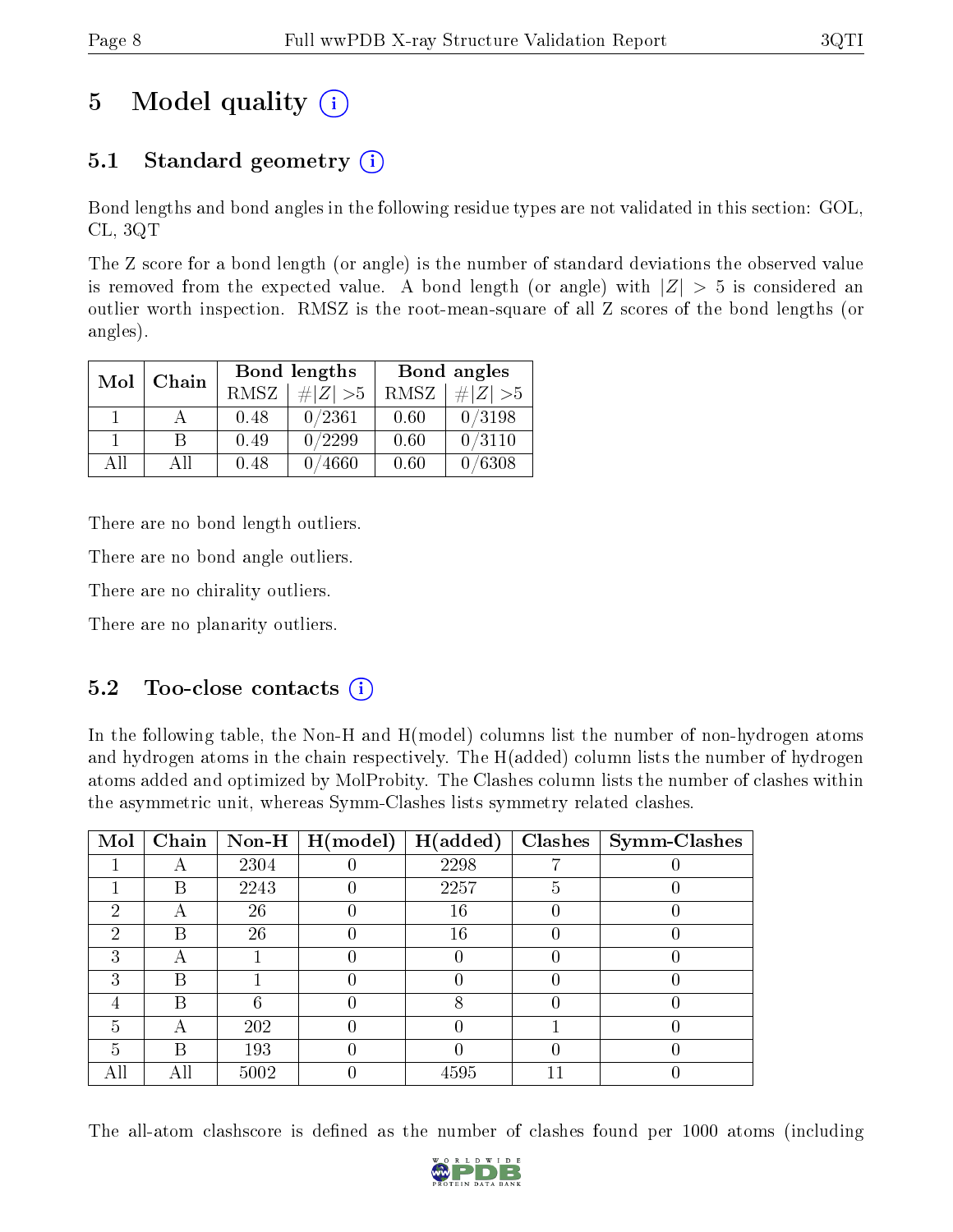# 5 Model quality (i)

## 5.1 Standard geometry (i)

Bond lengths and bond angles in the following residue types are not validated in this section: GOL, CL, 3QT

The Z score for a bond length (or angle) is the number of standard deviations the observed value is removed from the expected value. A bond length (or angle) with $|Z| > 5$ is considered an outlier worth inspection. RMSZ is the root-mean-square of all Z scores of the bond lengths (or angles).

| Mol | Chain | Bond lengths | | Bond angles | |
|---|---|---|---|---|---|
| | | RMSZ | #$\|Z\|$ >5 | RMSZ | #$\|Z\|$ >5 |
| 1 | A | 0.48 | 0/2361 | 0.60 | 0/3198 |
| 1 | B | 0.49 | 0/2299 | 0.60 | 0/3110 |
| All | All | 0.48 | 0/4660 | 0.60 | 0/6308 |

There are no bond length outliers.

There are no bond angle outliers.

There are no chirality outliers.

There are no planarity outliers.

## 5.2 Too-close contacts (i)

In the following table, the Non-H and H(model) columns list the number of non-hydrogen atoms and hydrogen atoms in the chain respectively. The H(added) column lists the number of hydrogen atoms added and optimized by MolProbity. The Clashes column lists the number of clashes within the asymmetric unit, whereas Symm-Clashes lists symmetry related clashes.

| Mol | Chain | Non-H | H(model) | H(added) | Clashes | Symm-Clashes |
|---|---|---|---|---|---|---|
| 1 | A | 2304 | 0 | 2298 | 7 | 0 |
| 1 | B | 2243 | 0 | 2257 | 5 | 0 |
| 2 | A | 26 | 0 | 16 | 0 | 0 |
| 2 | B | 26 | 0 | 16 | 0 | 0 |
| 3 | A | 1 | 0 | 0 | 0 | 0 |
| 3 | B | 1 | 0 | 0 | 0 | 0 |
| 4 | B | 6 | 0 | 8 | 0 | 0 |
| 5 | A | 202 | 0 | 0 | 1 | 0 |
| 5 | B | 193 | 0 | 0 | 0 | 0 |
| All | All | 5002 | 0 | 4595 | 11 | 0 |

The all-atom clashscore is defined as the number of clashes found per 1000 atoms (including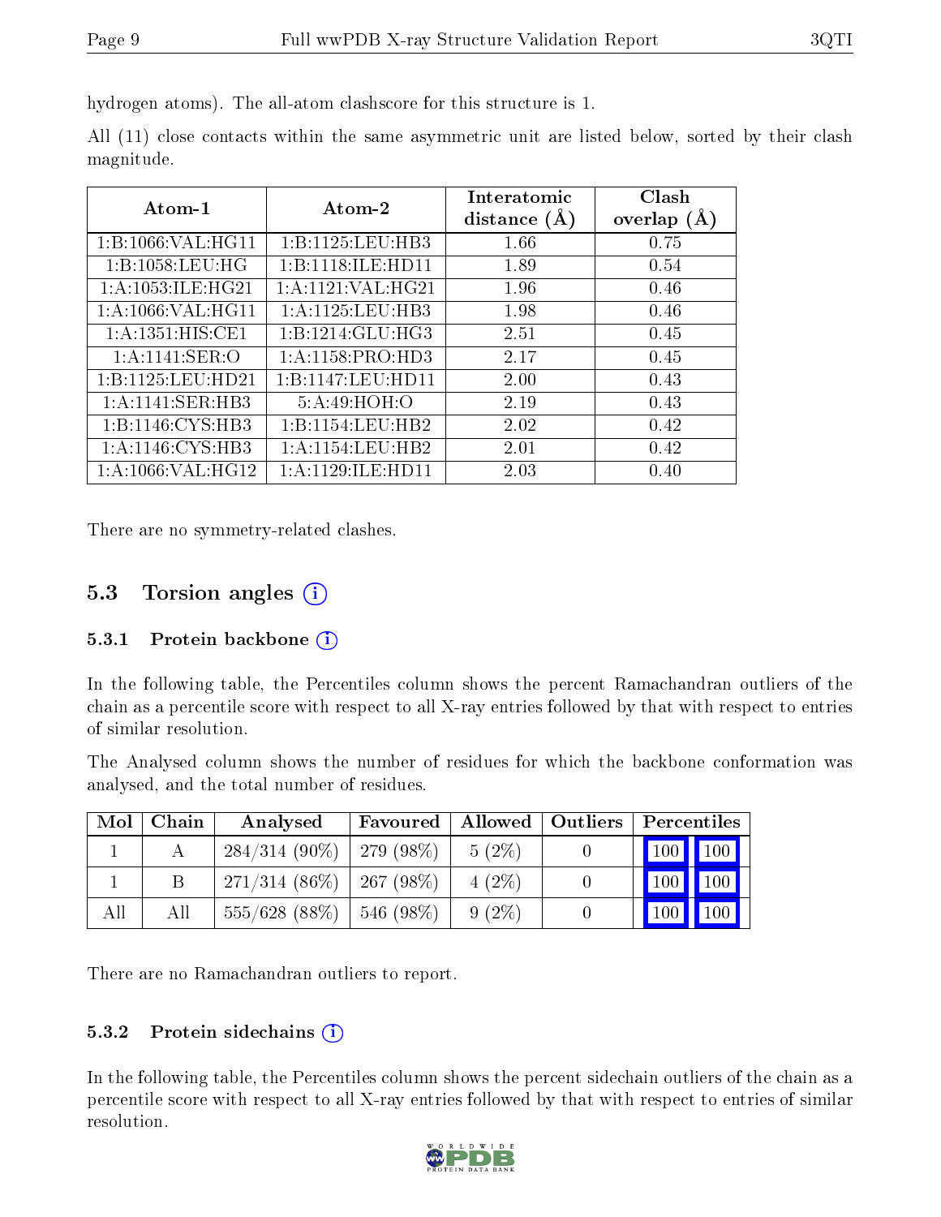hydrogen atoms). The all-atom clashscore for this structure is 1.

All (11) close contacts within the same asymmetric unit are listed below, sorted by their clash magnitude.

| Atom-1 | Atom-2 | Interatomic distance (Å) | Clash overlap (Å) |
|---|---|---|---|
| 1:B:1066:VAL:HG11 | 1:B:1125:LEU:HB3 | 1.66 | 0.75 |
| 1:B:1058:LEU:HG | 1:B:1118:ILE:HD11 | 1.89 | 0.54 |
| 1:A:1053:ILE:HG21 | 1:A:1121:VAL:HG21 | 1.96 | 0.46 |
| 1:A:1066:VAL:HG11 | 1:A:1125:LEU:HB3 | 1.98 | 0.46 |
| 1:A:1351:HIS:CE1 | 1:B:1214:GLU:HG3 | 2.51 | 0.45 |
| 1:A:1141:SER:O | 1:A:1158:PRO:HD3 | 2.17 | 0.45 |
| 1:B:1125:LEU:HD21 | 1:B:1147:LEU:HD11 | 2.00 | 0.43 |
| 1:A:1141:SER:HB3 | 5:A:49:HOH:O | 2.19 | 0.43 |
| 1:B:1146:CYS:HB3 | 1:B:1154:LEU:HB2 | 2.02 | 0.42 |
| 1:A:1146:CYS:HB3 | 1:A:1154:LEU:HB2 | 2.01 | 0.42 |
| 1:A:1066:VAL:HG12 | 1:A:1129:ILE:HD11 | 2.03 | 0.40 |

There are no symmetry-related clashes.

## 5.3 Torsion angles

### 5.3.1 Protein backbone

In the following table, the Percentiles column shows the percent Ramachandran outliers of the chain as a percentile score with respect to all X-ray entries followed by that with respect to entries of similar resolution.

The Analysed column shows the number of residues for which the backbone conformation was analysed, and the total number of residues.

| Mol | Chain | Analysed | Favoured | Allowed | Outliers | Percentiles | |
|---|---|---|---|---|---|---|---|
| 1 | A | 284/314 (90%) | 279 (98%) | 5 (2%) | 0 | 100 | 100 |
| 1 | B | 271/314 (86%) | 267 (98%) | 4 (2%) | 0 | 100 | 100 |
| All | All | 555/628 (88%) | 546 (98%) | 9 (2%) | 0 | 100 | 100 |

There are no Ramachandran outliers to report.

### 5.3.2 Protein sidechains

In the following table, the Percentiles column shows the percent sidechain outliers of the chain as a percentile score with respect to all X-ray entries followed by that with respect to entries of similar resolution.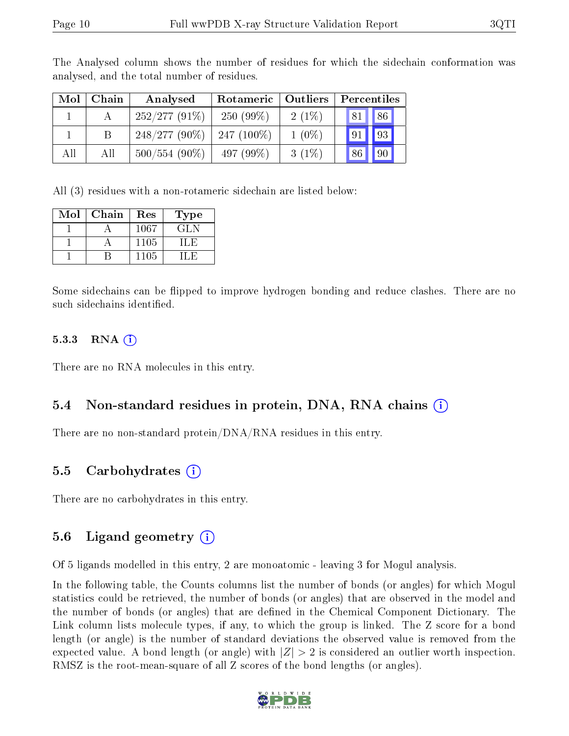The Analysed column shows the number of residues for which the sidechain conformation was analysed, and the total number of residues.

| Mol | Chain | Analysed | Rotameric | Outliers | Percentiles | |
|---|---|---|---|---|---|---|
| 1 | A | 252/277 (91%) | 250 (99%) | 2 (1%) | 81 | 86 |
| 1 | B | 248/277 (90%) | 247 (100%) | 1 (0%) | 91 | 93 |
| All | All | 500/554 (90%) | 497 (99%) | 3 (1%) | 86 | 90 |

All (3) residues with a non-rotameric sidechain are listed below:

| Mol | Chain | Res | Type |
|---|---|---|---|
| 1 | A | 1067 | GLN |
| 1 | A | 1105 | ILE |
| 1 | B | 1105 | ILE |

Some sidechains can be flipped to improve hydrogen bonding and reduce clashes. There are no such sidechains identified.

### 5.3.3 RNA

There are no RNA molecules in this entry.

## 5.4 Non-standard residues in protein, DNA, RNA chains

There are no non-standard protein/DNA/RNA residues in this entry.

## 5.5 Carbohydrates

There are no carbohydrates in this entry.

## 5.6 Ligand geometry

Of 5 ligands modelled in this entry, 2 are monoatomic - leaving 3 for Mogul analysis.

In the following table, the Counts columns list the number of bonds (or angles) for which Mogul statistics could be retrieved, the number of bonds (or angles) that are observed in the model and the number of bonds (or angles) that are defined in the Chemical Component Dictionary. The Link column lists molecule types, if any, to which the group is linked. The Z score for a bond length (or angle) is the number of standard deviations the observed value is removed from the expected value. A bond length (or angle) with $|Z| > 2$ is considered an outlier worth inspection. RMSZ is the root-mean-square of all Z scores of the bond lengths (or angles).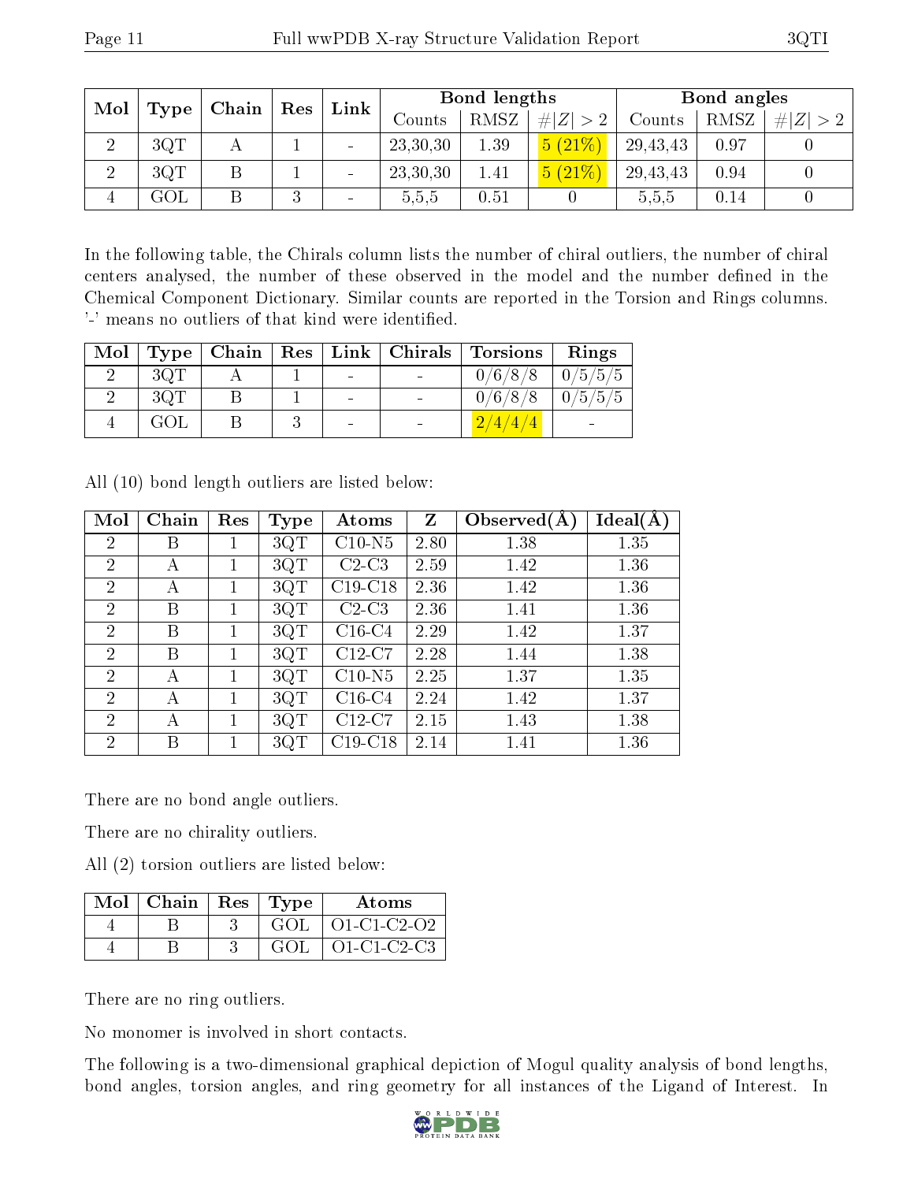| Mol | Type | Chain | Res | Link | Bond lengths | | | Bond angles | | |
|---|---|---|---|---|---|---|---|---|---|---|
| | | | | | Counts | RMSZ | #\|Z\| > 2 | Counts | RMSZ | #\|Z\| > 2 |
| 2 | 3QT | A | 1 | - | 23,30,30 | 1.39 | 5 (21%) | 29,43,43 | 0.97 | 0 |
| 2 | 3QT | B | 1 | - | 23,30,30 | 1.41 | 5 (21%) | 29,43,43 | 0.94 | 0 |
| 4 | GOL | B | 3 | - | 5,5,5 | 0.51 | 0 | 5,5,5 | 0.14 | 0 |

In the following table, the Chirals column lists the number of chiral outliers, the number of chiral centers analysed, the number of these observed in the model and the number defined in the Chemical Component Dictionary. Similar counts are reported in the Torsion and Rings columns. '-' means no outliers of that kind were identified.

| Mol | Type | Chain | Res | Link | Chirals | Torsions | Rings |
|---|---|---|---|---|---|---|---|
| 2 | 3QT | A | 1 | - | - | 0/6/8/8 | 0/5/5/5 |
| 2 | 3QT | B | 1 | - | - | 0/6/8/8 | 0/5/5/5 |
| 4 | GOL | B | 3 | - | - | 2/4/4/4 | - |

All (10) bond length outliers are listed below:

| Mol | Chain | Res | Type | Atoms | Z | Observed(Å) | Ideal(Å) |
|---|---|---|---|---|---|---|---|
| 2 | B | 1 | 3QT | C10-N5 | 2.80 | 1.38 | 1.35 |
| 2 | A | 1 | 3QT | C2-C3 | 2.59 | 1.42 | 1.36 |
| 2 | A | 1 | 3QT | C19-C18 | 2.36 | 1.42 | 1.36 |
| 2 | B | 1 | 3QT | C2-C3 | 2.36 | 1.41 | 1.36 |
| 2 | B | 1 | 3QT | C16-C4 | 2.29 | 1.42 | 1.37 |
| 2 | B | 1 | 3QT | C12-C7 | 2.28 | 1.44 | 1.38 |
| 2 | A | 1 | 3QT | C10-N5 | 2.25 | 1.37 | 1.35 |
| 2 | A | 1 | 3QT | C16-C4 | 2.24 | 1.42 | 1.37 |
| 2 | A | 1 | 3QT | C12-C7 | 2.15 | 1.43 | 1.38 |
| 2 | B | 1 | 3QT | C19-C18 | 2.14 | 1.41 | 1.36 |

There are no bond angle outliers.

There are no chirality outliers.

All (2) torsion outliers are listed below:

| Mol | Chain | Res | Type | Atoms |
|---|---|---|---|---|
| 4 | B | 3 | GOL | O1-C1-C2-O2 |
| 4 | B | 3 | GOL | O1-C1-C2-C3 |

There are no ring outliers.

No monomer is involved in short contacts.

The following is a two-dimensional graphical depiction of Mogul quality analysis of bond lengths, bond angles, torsion angles, and ring geometry for all instances of the Ligand of Interest. In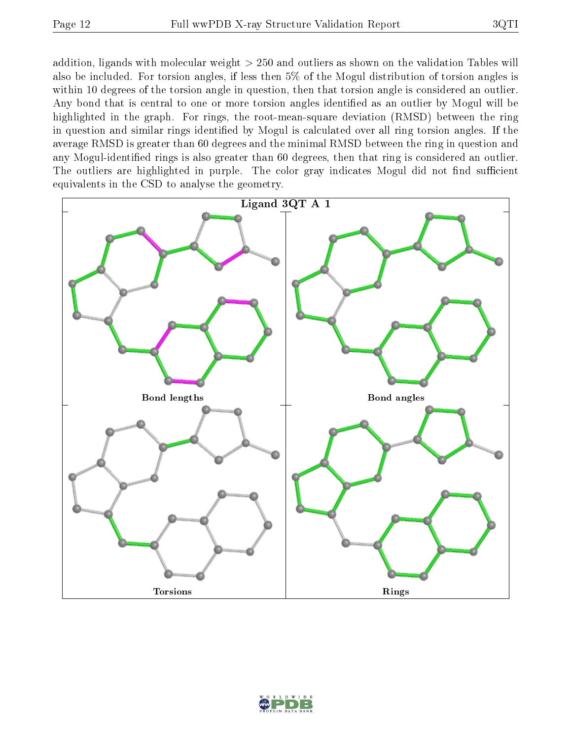addition, ligands with molecular weight > 250 and outliers as shown on the validation Tables will also be included. For torsion angles, if less then 5% of the Mogul distribution of torsion angles is within 10 degrees of the torsion angle in question, then that torsion angle is considered an outlier. Any bond that is central to one or more torsion angles identified as an outlier by Mogul will be highlighted in the graph. For rings, the root-mean-square deviation (RMSD) between the ring in question and similar rings identified by Mogul is calculated over all ring torsion angles. If the average RMSD is greater than 60 degrees and the minimal RMSD between the ring in question and any Mogul-identified rings is also greater than 60 degrees, then that ring is considered an outlier. The outliers are highlighted in purple. The color gray indicates Mogul did not find sufficient equivalents in the CSD to analyse the geometry.

**Ligand 3QT A 1**

Bond lengths

Bond angles

Torsions

Rings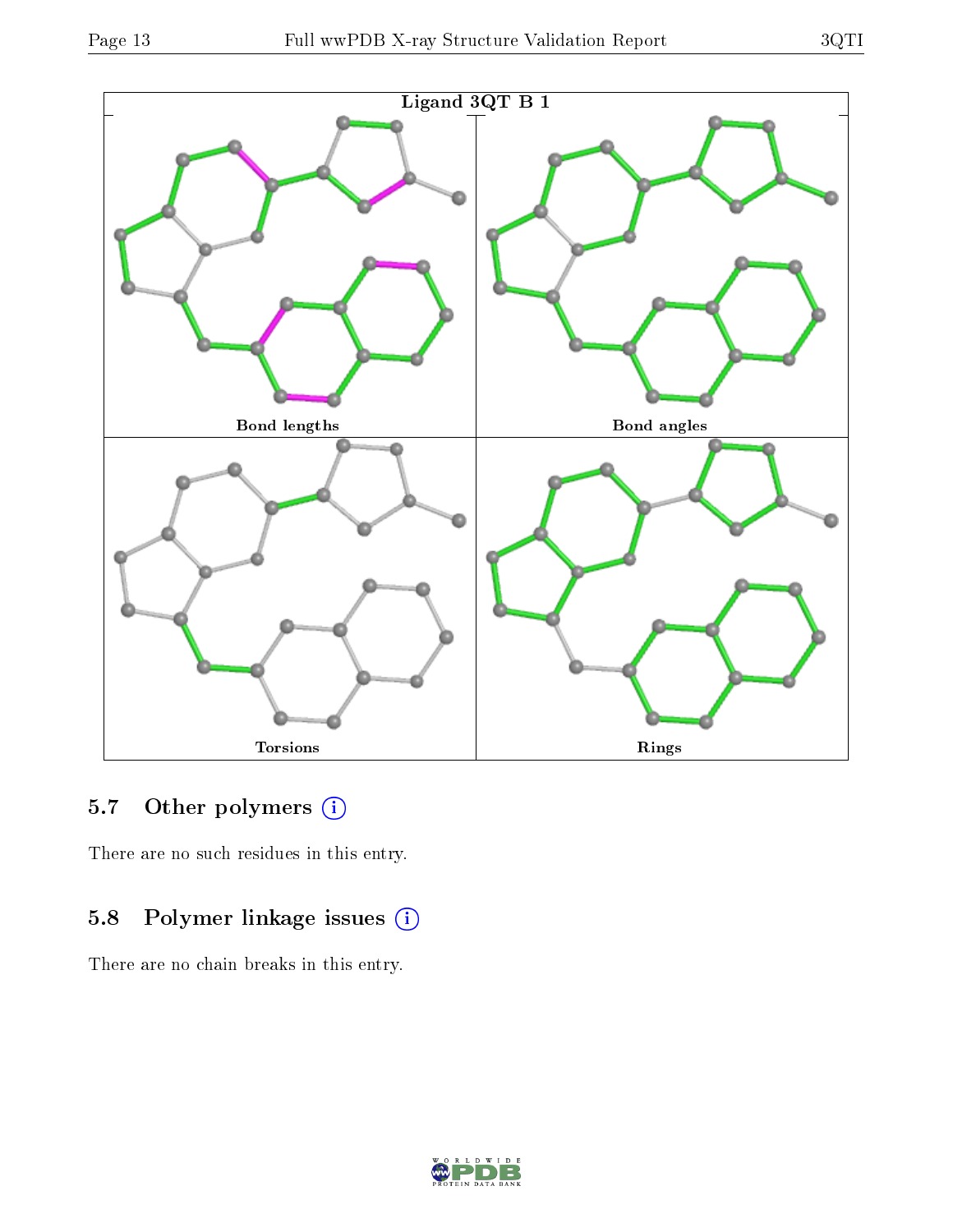Ligand 3QT B 1

Bond lengths

Bond angles

Torsions

Rings

### 5.7 Other polymers ⓘ

There are no such residues in this entry.

### 5.8 Polymer linkage issues ⓘ

There are no chain breaks in this entry.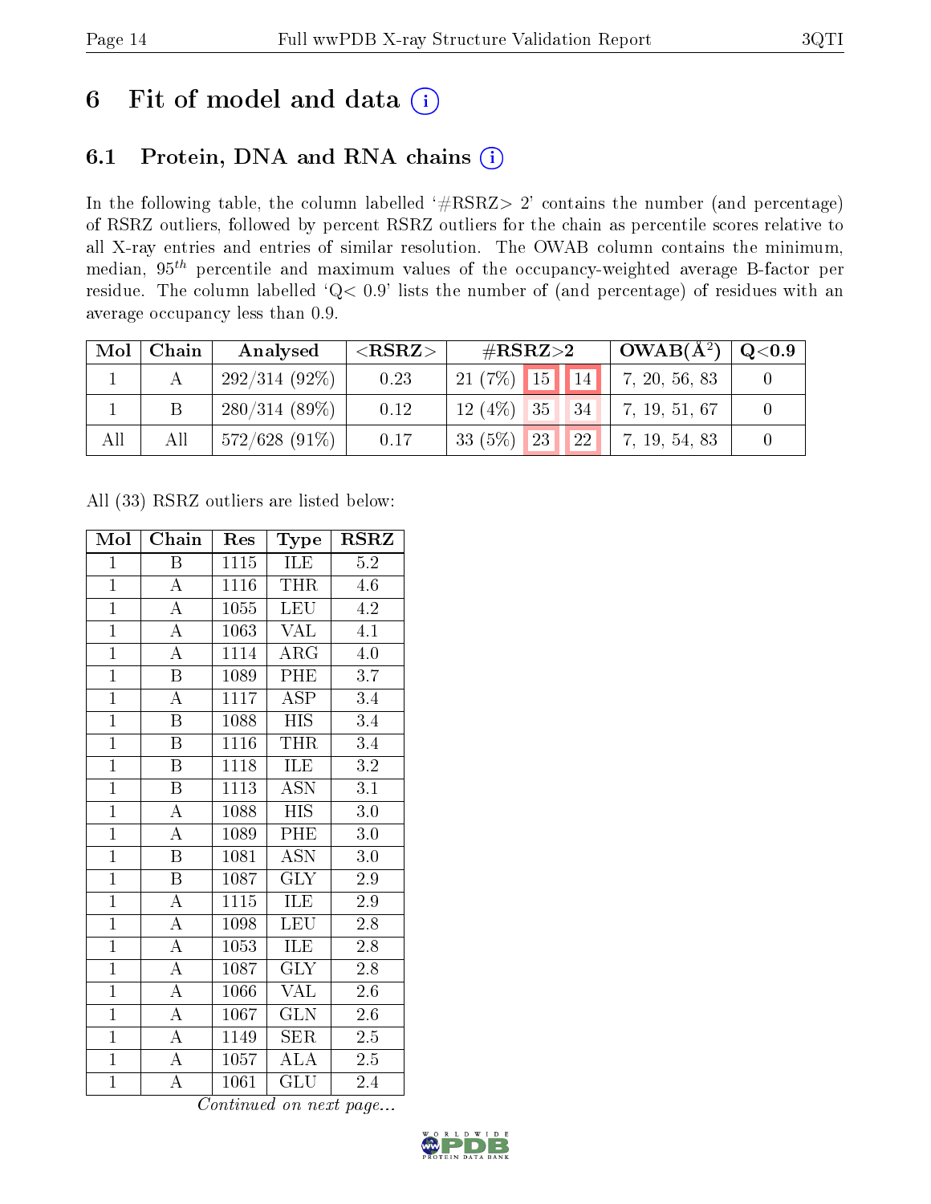# 6 Fit of model and data

## 6.1 Protein, DNA and RNA chains

In the following table, the column labelled '#RSRZ> 2' contains the number (and percentage) of RSRZ outliers, followed by percent RSRZ outliers for the chain as percentile scores relative to all X-ray entries and entries of similar resolution. The OWAB column contains the minimum, median, $95^{th}$ percentile and maximum values of the occupancy-weighted average B-factor per residue. The column labelled 'Q< 0.9' lists the number of (and percentage) of residues with an average occupancy less than 0.9.

| Mol | Chain | Analysed | <RSRZ> | #RSRZ>2 | | | OWAB(Å$^2$) | Q<0.9 |
|---|---|---|---|---|---|---|---|---|
| 1 | A | 292/314 (92%) | 0.23 | 21 (7%) | 15 | 14 | 7, 20, 56, 83 | 0 |
| 1 | B | 280/314 (89%) | 0.12 | 12 (4%) | 35 | 34 | 7, 19, 51, 67 | 0 |
| All | All | 572/628 (91%) | 0.17 | 33 (5%) | 23 | 22 | 7, 19, 54, 83 | 0 |

All (33) RSRZ outliers are listed below:

| Mol | Chain | Res | Type | RSRZ |
|---|---|---|---|---|
| 1 | B | 1115 | ILE | 5.2 |
| 1 | A | 1116 | THR | 4.6 |
| 1 | A | 1055 | LEU | 4.2 |
| 1 | A | 1063 | VAL | 4.1 |
| 1 | A | 1114 | ARG | 4.0 |
| 1 | B | 1089 | PHE | 3.7 |
| 1 | A | 1117 | ASP | 3.4 |
| 1 | B | 1088 | HIS | 3.4 |
| 1 | B | 1116 | THR | 3.4 |
| 1 | B | 1118 | ILE | 3.2 |
| 1 | B | 1113 | ASN | 3.1 |
| 1 | A | 1088 | HIS | 3.0 |
| 1 | A | 1089 | PHE | 3.0 |
| 1 | B | 1081 | ASN | 3.0 |
| 1 | B | 1087 | GLY | 2.9 |
| 1 | A | 1115 | ILE | 2.9 |
| 1 | A | 1098 | LEU | 2.8 |
| 1 | A | 1053 | ILE | 2.8 |
| 1 | A | 1087 | GLY | 2.8 |
| 1 | A | 1066 | VAL | 2.6 |
| 1 | A | 1067 | GLN | 2.6 |
| 1 | A | 1149 | SER | 2.5 |
| 1 | A | 1057 | ALA | 2.5 |
| 1 | A | 1061 | GLU | 2.4 |

*Continued on next page...*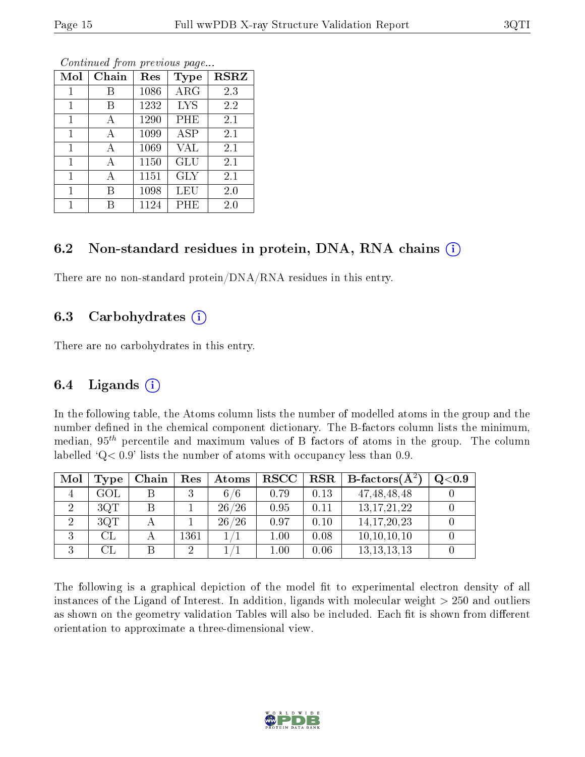*Continued from previous page...*

| Mol | Chain | Res | Type | RSRZ |
|---|---|---|---|---|
| 1 | B | 1086 | ARG | 2.3 |
| 1 | B | 1232 | LYS | 2.2 |
| 1 | A | 1290 | PHE | 2.1 |
| 1 | A | 1099 | ASP | 2.1 |
| 1 | A | 1069 | VAL | 2.1 |
| 1 | A | 1150 | GLU | 2.1 |
| 1 | A | 1151 | GLY | 2.1 |
| 1 | B | 1098 | LEU | 2.0 |
| 1 | B | 1124 | PHE | 2.0 |

## 6.2 Non-standard residues in protein, DNA, RNA chains

There are no non-standard protein/DNA/RNA residues in this entry.

## 6.3 Carbohydrates

There are no carbohydrates in this entry.

## 6.4 Ligands

In the following table, the Atoms column lists the number of modelled atoms in the group and the number defined in the chemical component dictionary. The B-factors column lists the minimum, median, $95^{th}$ percentile and maximum values of B factors of atoms in the group. The column labelled 'Q< 0.9' lists the number of atoms with occupancy less than 0.9.

| Mol | Type | Chain | Res | Atoms | RSCC | RSR | B-factors($Å^2$) | Q<0.9 |
|---|---|---|---|---|---|---|---|---|
| 4 | GOL | B | 3 | 6/6 | 0.79 | 0.13 | 47,48,48,48 | 0 |
| 2 | 3QT | B | 1 | 26/26 | 0.95 | 0.11 | 13,17,21,22 | 0 |
| 2 | 3QT | A | 1 | 26/26 | 0.97 | 0.10 | 14,17,20,23 | 0 |
| 3 | CL | A | 1361 | 1/1 | 1.00 | 0.08 | 10,10,10,10 | 0 |
| 3 | CL | B | 2 | 1/1 | 1.00 | 0.06 | 13,13,13,13 | 0 |

The following is a graphical depiction of the model fit to experimental electron density of all instances of the Ligand of Interest. In addition, ligands with molecular weight > 250 and outliers as shown on the geometry validation Tables will also be included. Each fit is shown from different orientation to approximate a three-dimensional view.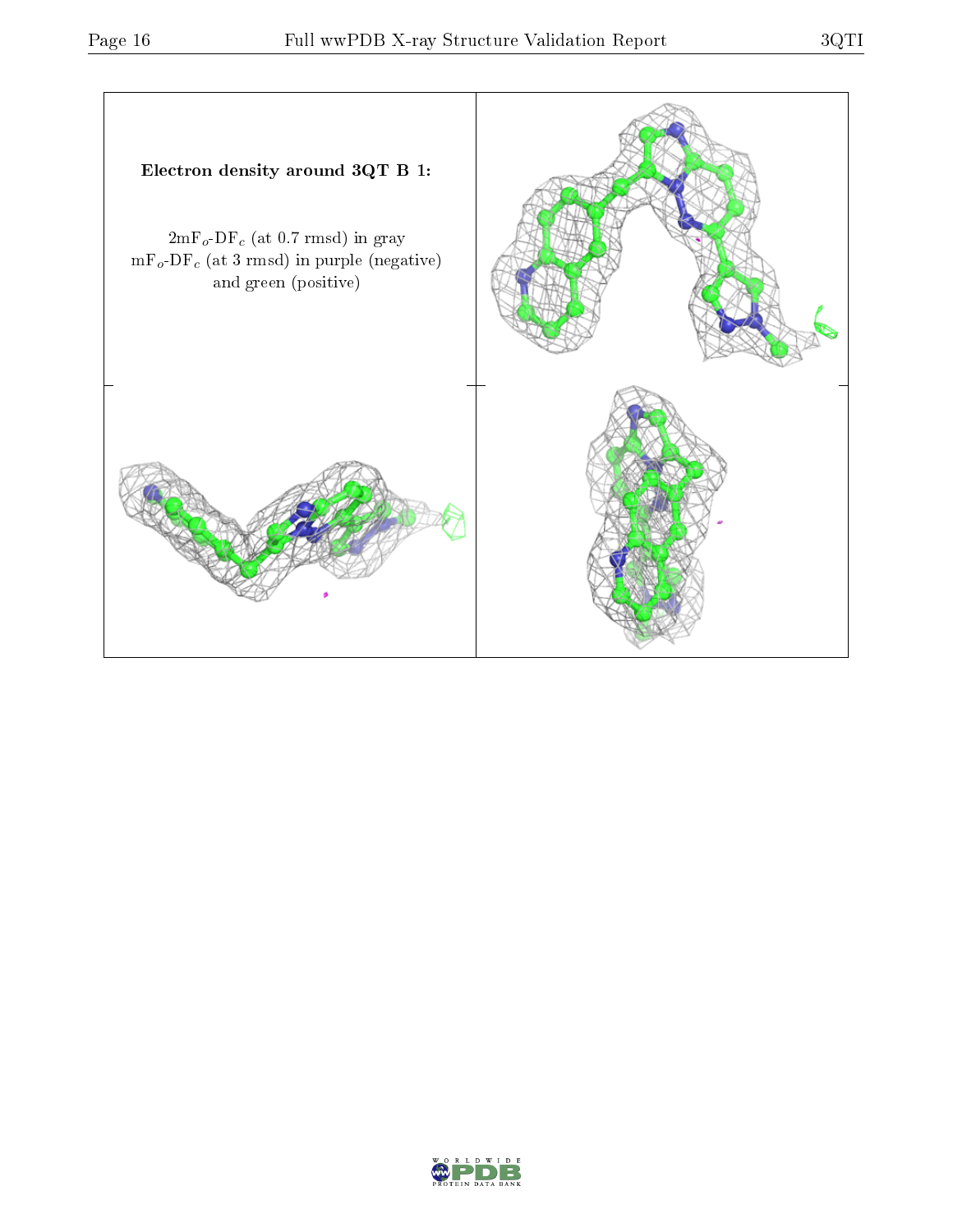**Electron density around 3QT B 1:**

$2mF_o$-$DF_c$ (at 0.7 rmsd) in gray
$mF_o$-$DF_c$ (at 3 rmsd) in purple (negative) and green (positive)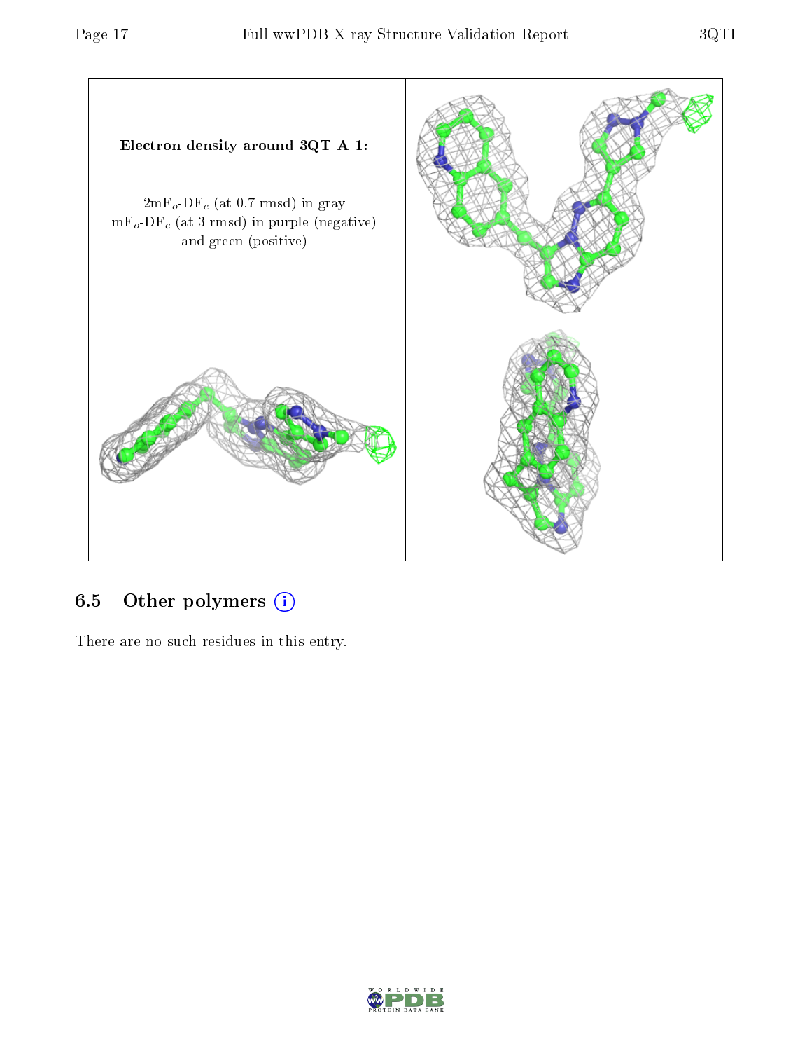**Electron density around 3QT A 1:**

$2mF_o$-$DF_c$ (at 0.7 rmsd) in gray
$mF_o$-$DF_c$ (at 3 rmsd) in purple (negative)
and green (positive)

## 6.5 Other polymers

There are no such residues in this entry.